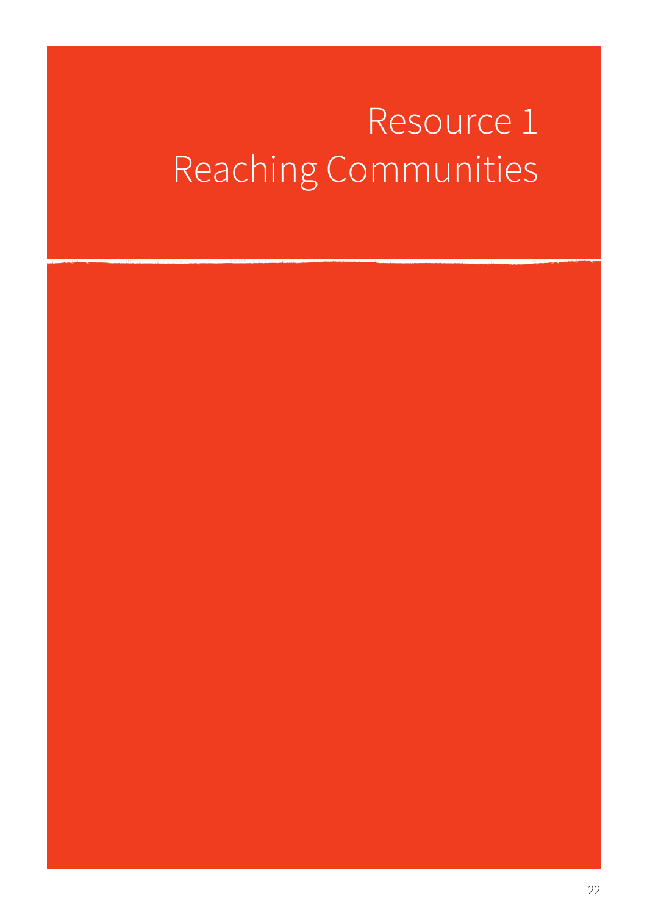# Resource 1
# Reaching Communities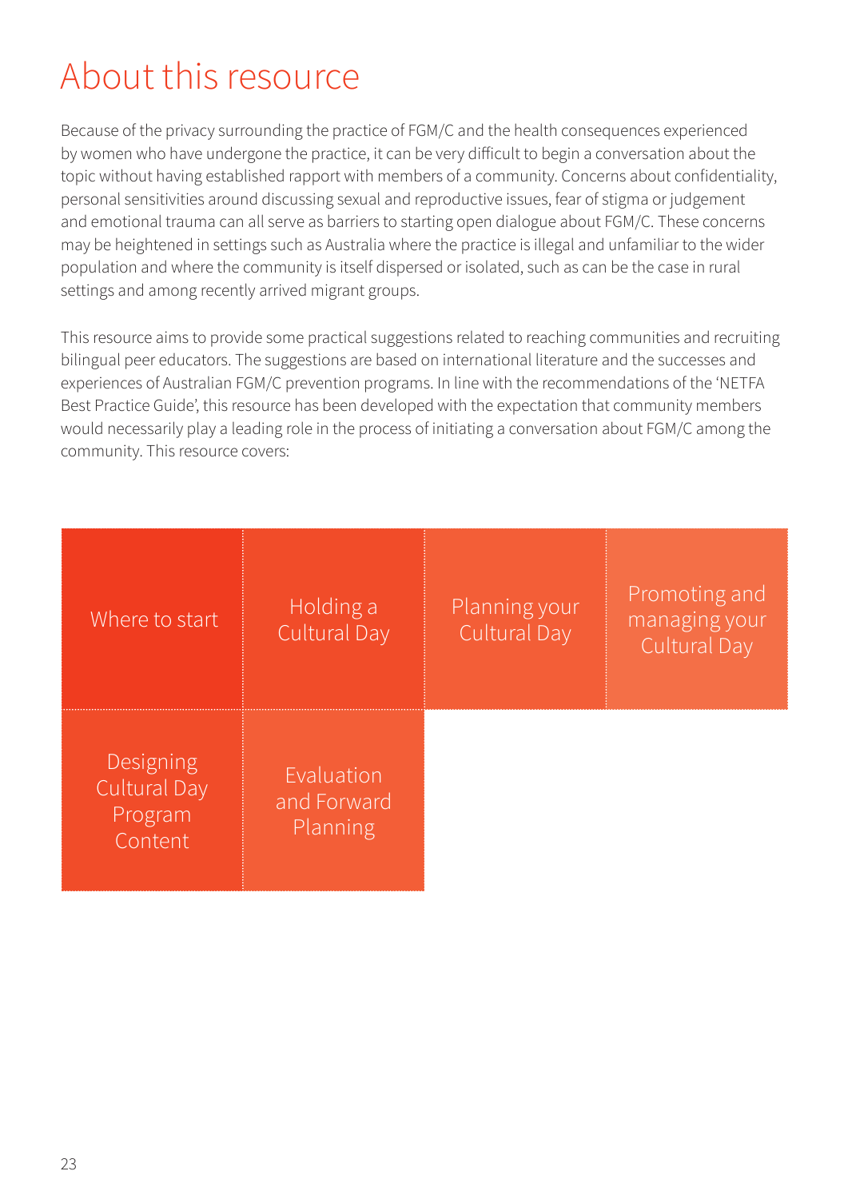# About this resource

Because of the privacy surrounding the practice of FGM/C and the health consequences experienced by women who have undergone the practice, it can be very difficult to begin a conversation about the topic without having established rapport with members of a community. Concerns about confidentiality, personal sensitivities around discussing sexual and reproductive issues, fear of stigma or judgement and emotional trauma can all serve as barriers to starting open dialogue about FGM/C. These concerns may be heightened in settings such as Australia where the practice is illegal and unfamiliar to the wider population and where the community is itself dispersed or isolated, such as can be the case in rural settings and among recently arrived migrant groups.

This resource aims to provide some practical suggestions related to reaching communities and recruiting bilingual peer educators. The suggestions are based on international literature and the successes and experiences of Australian FGM/C prevention programs. In line with the recommendations of the 'NETFA Best Practice Guide', this resource has been developed with the expectation that community members would necessarily play a leading role in the process of initiating a conversation about FGM/C among the community. This resource covers:

- Where to start
- Holding a Cultural Day
- Planning your Cultural Day
- Promoting and managing your Cultural Day
- Designing Cultural Day Program Content
- Evaluation and Forward Planning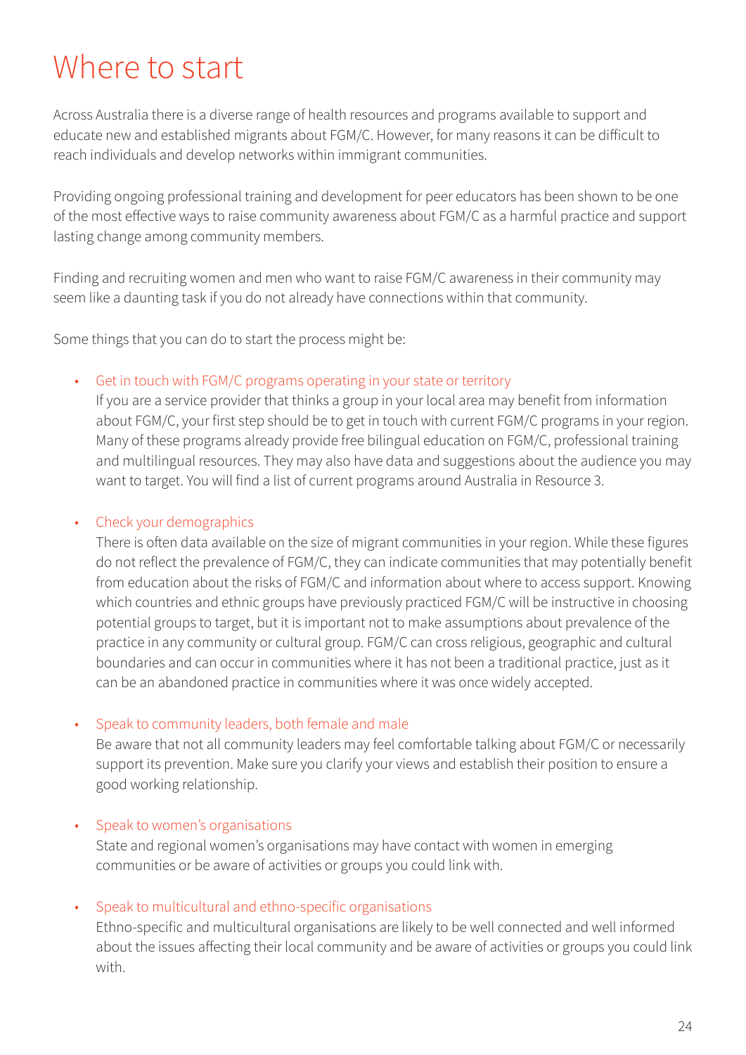# Where to start

Across Australia there is a diverse range of health resources and programs available to support and educate new and established migrants about FGM/C. However, for many reasons it can be difficult to reach individuals and develop networks within immigrant communities.

Providing ongoing professional training and development for peer educators has been shown to be one of the most effective ways to raise community awareness about FGM/C as a harmful practice and support lasting change among community members.

Finding and recruiting women and men who want to raise FGM/C awareness in their community may seem like a daunting task if you do not already have connections within that community.

Some things that you can do to start the process might be:

- Get in touch with FGM/C programs operating in your state or territory
  If you are a service provider that thinks a group in your local area may benefit from information about FGM/C, your first step should be to get in touch with current FGM/C programs in your region. Many of these programs already provide free bilingual education on FGM/C, professional training and multilingual resources. They may also have data and suggestions about the audience you may want to target. You will find a list of current programs around Australia in Resource 3.

- Check your demographics
  There is often data available on the size of migrant communities in your region. While these figures do not reflect the prevalence of FGM/C, they can indicate communities that may potentially benefit from education about the risks of FGM/C and information about where to access support. Knowing which countries and ethnic groups have previously practiced FGM/C will be instructive in choosing potential groups to target, but it is important not to make assumptions about prevalence of the practice in any community or cultural group. FGM/C can cross religious, geographic and cultural boundaries and can occur in communities where it has not been a traditional practice, just as it can be an abandoned practice in communities where it was once widely accepted.

- Speak to community leaders, both female and male
  Be aware that not all community leaders may feel comfortable talking about FGM/C or necessarily support its prevention. Make sure you clarify your views and establish their position to ensure a good working relationship.

- Speak to women's organisations
  State and regional women's organisations may have contact with women in emerging communities or be aware of activities or groups you could link with.

- Speak to multicultural and ethno-specific organisations
  Ethno-specific and multicultural organisations are likely to be well connected and well informed about the issues affecting their local community and be aware of activities or groups you could link with.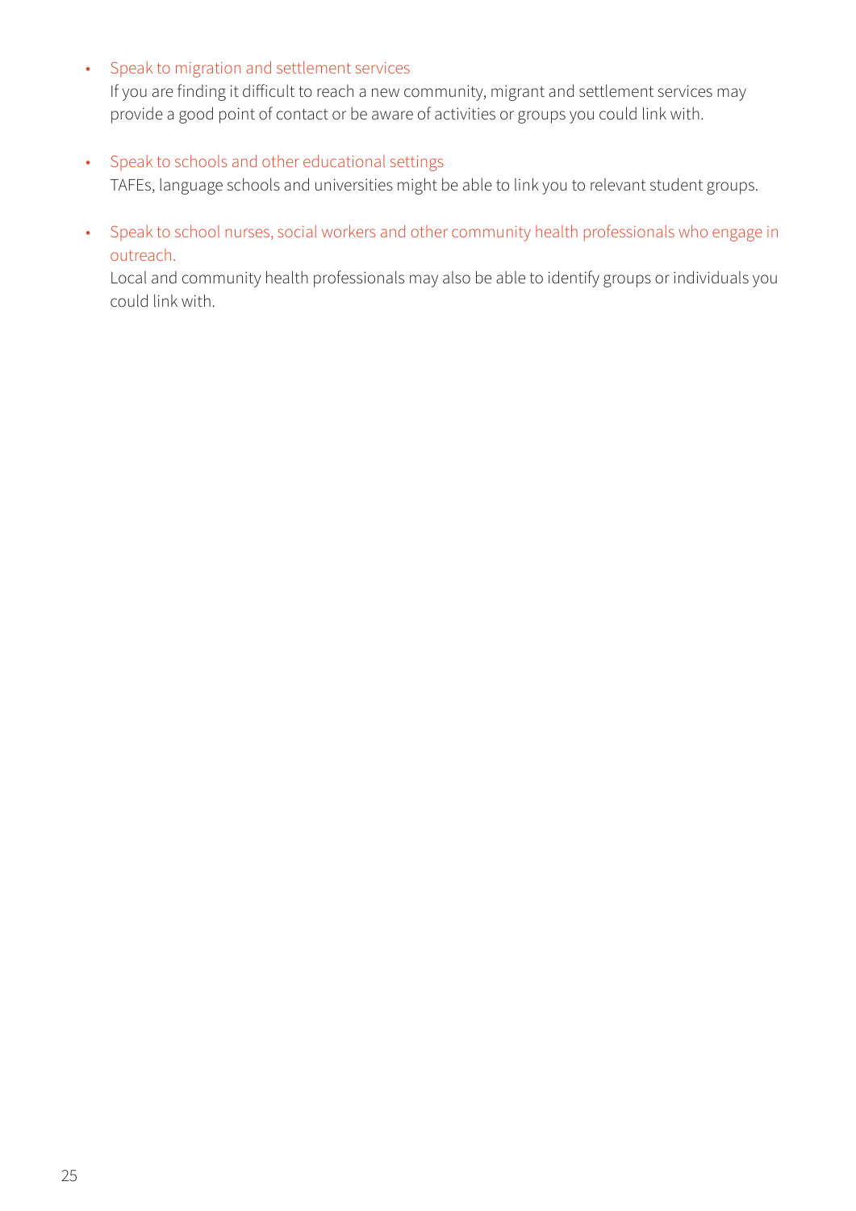- Speak to migration and settlement services
  If you are finding it difficult to reach a new community, migrant and settlement services may provide a good point of contact or be aware of activities or groups you could link with.

- Speak to schools and other educational settings
  TAFEs, language schools and universities might be able to link you to relevant student groups.

- Speak to school nurses, social workers and other community health professionals who engage in outreach.
  Local and community health professionals may also be able to identify groups or individuals you could link with.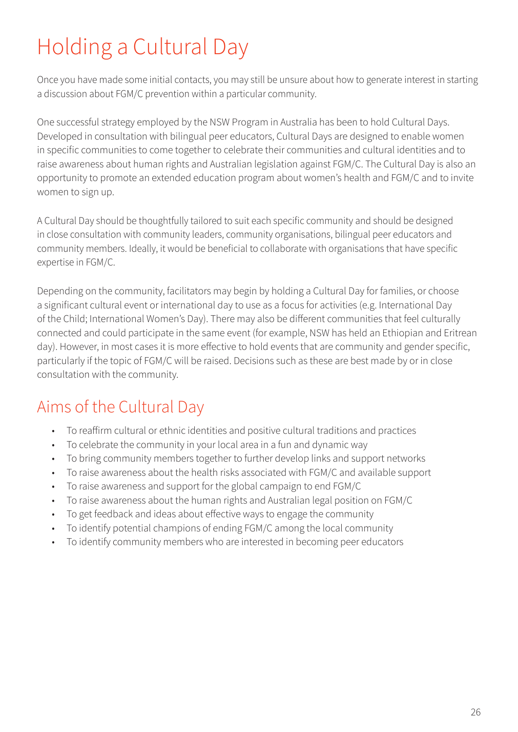# Holding a Cultural Day

Once you have made some initial contacts, you may still be unsure about how to generate interest in starting a discussion about FGM/C prevention within a particular community.

One successful strategy employed by the NSW Program in Australia has been to hold Cultural Days. Developed in consultation with bilingual peer educators, Cultural Days are designed to enable women in specific communities to come together to celebrate their communities and cultural identities and to raise awareness about human rights and Australian legislation against FGM/C. The Cultural Day is also an opportunity to promote an extended education program about women's health and FGM/C and to invite women to sign up.

A Cultural Day should be thoughtfully tailored to suit each specific community and should be designed in close consultation with community leaders, community organisations, bilingual peer educators and community members. Ideally, it would be beneficial to collaborate with organisations that have specific expertise in FGM/C.

Depending on the community, facilitators may begin by holding a Cultural Day for families, or choose a significant cultural event or international day to use as a focus for activities (e.g. International Day of the Child; International Women's Day). There may also be different communities that feel culturally connected and could participate in the same event (for example, NSW has held an Ethiopian and Eritrean day). However, in most cases it is more effective to hold events that are community and gender specific, particularly if the topic of FGM/C will be raised. Decisions such as these are best made by or in close consultation with the community.

## Aims of the Cultural Day

- To reaffirm cultural or ethnic identities and positive cultural traditions and practices
- To celebrate the community in your local area in a fun and dynamic way
- To bring community members together to further develop links and support networks
- To raise awareness about the health risks associated with FGM/C and available support
- To raise awareness and support for the global campaign to end FGM/C
- To raise awareness about the human rights and Australian legal position on FGM/C
- To get feedback and ideas about effective ways to engage the community
- To identify potential champions of ending FGM/C among the local community
- To identify community members who are interested in becoming peer educators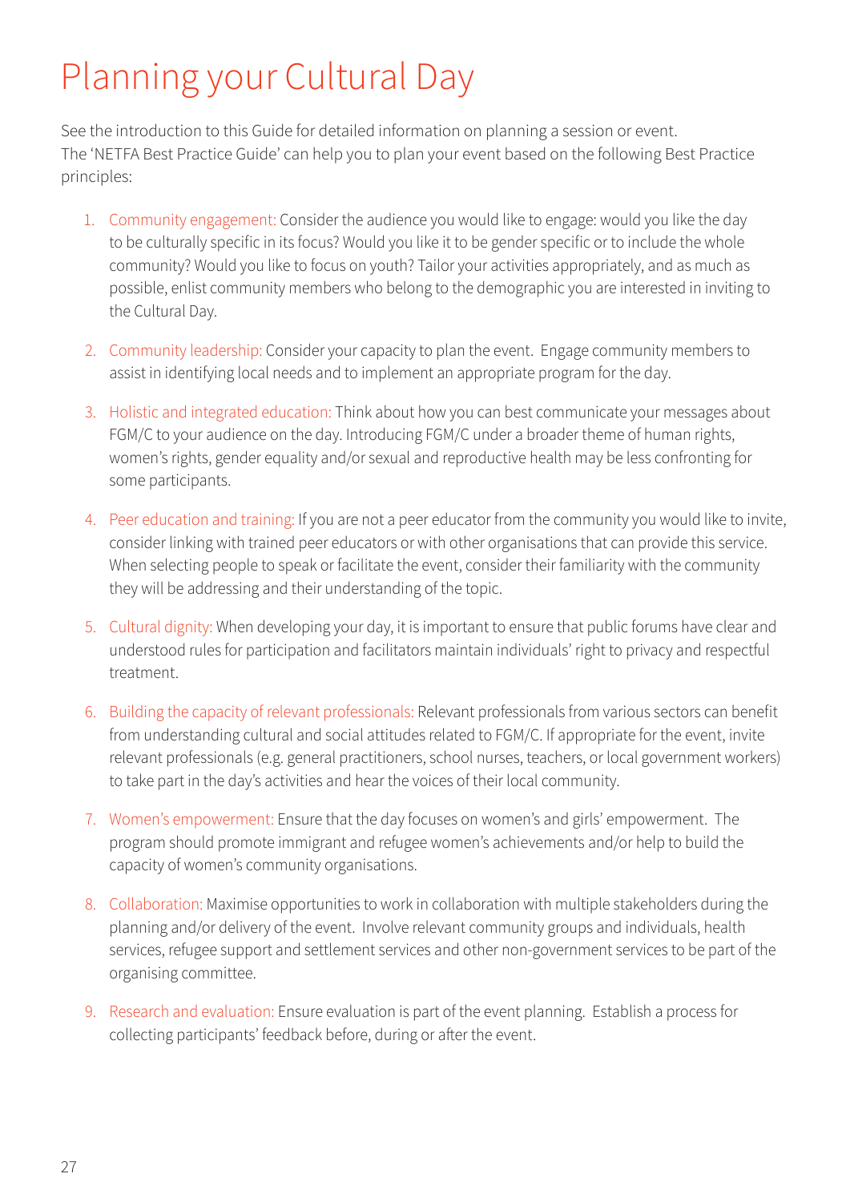# Planning your Cultural Day

See the introduction to this Guide for detailed information on planning a session or event. The 'NETFA Best Practice Guide' can help you to plan your event based on the following Best Practice principles:

1. Community engagement: Consider the audience you would like to engage: would you like the day to be culturally specific in its focus? Would you like it to be gender specific or to include the whole community? Would you like to focus on youth? Tailor your activities appropriately, and as much as possible, enlist community members who belong to the demographic you are interested in inviting to the Cultural Day.

2. Community leadership: Consider your capacity to plan the event. Engage community members to assist in identifying local needs and to implement an appropriate program for the day.

3. Holistic and integrated education: Think about how you can best communicate your messages about FGM/C to your audience on the day. Introducing FGM/C under a broader theme of human rights, women's rights, gender equality and/or sexual and reproductive health may be less confronting for some participants.

4. Peer education and training: If you are not a peer educator from the community you would like to invite, consider linking with trained peer educators or with other organisations that can provide this service. When selecting people to speak or facilitate the event, consider their familiarity with the community they will be addressing and their understanding of the topic.

5. Cultural dignity: When developing your day, it is important to ensure that public forums have clear and understood rules for participation and facilitators maintain individuals' right to privacy and respectful treatment.

6. Building the capacity of relevant professionals: Relevant professionals from various sectors can benefit from understanding cultural and social attitudes related to FGM/C. If appropriate for the event, invite relevant professionals (e.g. general practitioners, school nurses, teachers, or local government workers) to take part in the day's activities and hear the voices of their local community.

7. Women's empowerment: Ensure that the day focuses on women's and girls' empowerment. The program should promote immigrant and refugee women's achievements and/or help to build the capacity of women's community organisations.

8. Collaboration: Maximise opportunities to work in collaboration with multiple stakeholders during the planning and/or delivery of the event. Involve relevant community groups and individuals, health services, refugee support and settlement services and other non-government services to be part of the organising committee.

9. Research and evaluation: Ensure evaluation is part of the event planning. Establish a process for collecting participants' feedback before, during or after the event.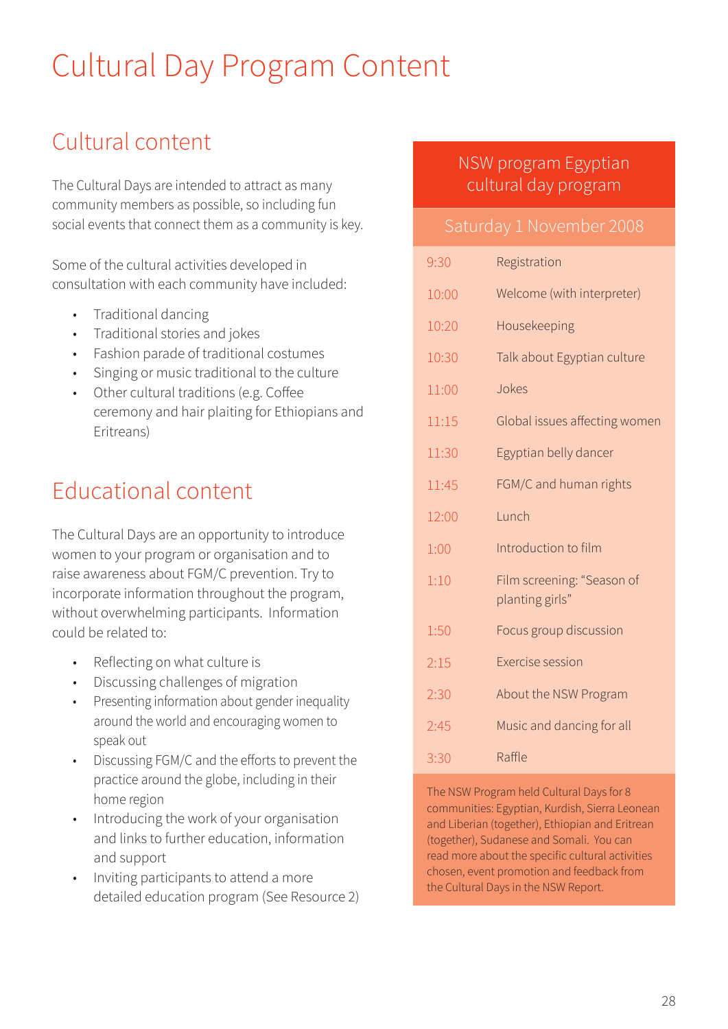# Cultural Day Program Content

## Cultural content

The Cultural Days are intended to attract as many community members as possible, so including fun social events that connect them as a community is key.

Some of the cultural activities developed in consultation with each community have included:

- Traditional dancing
- Traditional stories and jokes
- Fashion parade of traditional costumes
- Singing or music traditional to the culture
- Other cultural traditions (e.g. Coffee ceremony and hair plaiting for Ethiopians and Eritreans)

## Educational content

The Cultural Days are an opportunity to introduce women to your program or organisation and to raise awareness about FGM/C prevention. Try to incorporate information throughout the program, without overwhelming participants. Information could be related to:

- Reflecting on what culture is
- Discussing challenges of migration
- Presenting information about gender inequality around the world and encouraging women to speak out
- Discussing FGM/C and the efforts to prevent the practice around the globe, including in their home region
- Introducing the work of your organisation and links to further education, information and support
- Inviting participants to attend a more detailed education program (See Resource 2)

### NSW program Egyptian cultural day program

**Saturday 1 November 2008**

| | |
|---|---|
| 9:30 | Registration |
| 10:00 | Welcome (with interpreter) |
| 10:20 | Housekeeping |
| 10:30 | Talk about Egyptian culture |
| 11:00 | Jokes |
| 11:15 | Global issues affecting women |
| 11:30 | Egyptian belly dancer |
| 11:45 | FGM/C and human rights |
| 12:00 | Lunch |
| 1:00 | Introduction to film |
| 1:10 | Film screening: “Season of planting girls” |
| 1:50 | Focus group discussion |
| 2:15 | Exercise session |
| 2:30 | About the NSW Program |
| 2:45 | Music and dancing for all |
| 3:30 | Raffle |

The NSW Program held Cultural Days for 8 communities: Egyptian, Kurdish, Sierra Leonean and Liberian (together), Ethiopian and Eritrean (together), Sudanese and Somali. You can read more about the specific cultural activities chosen, event promotion and feedback from the Cultural Days in the NSW Report.